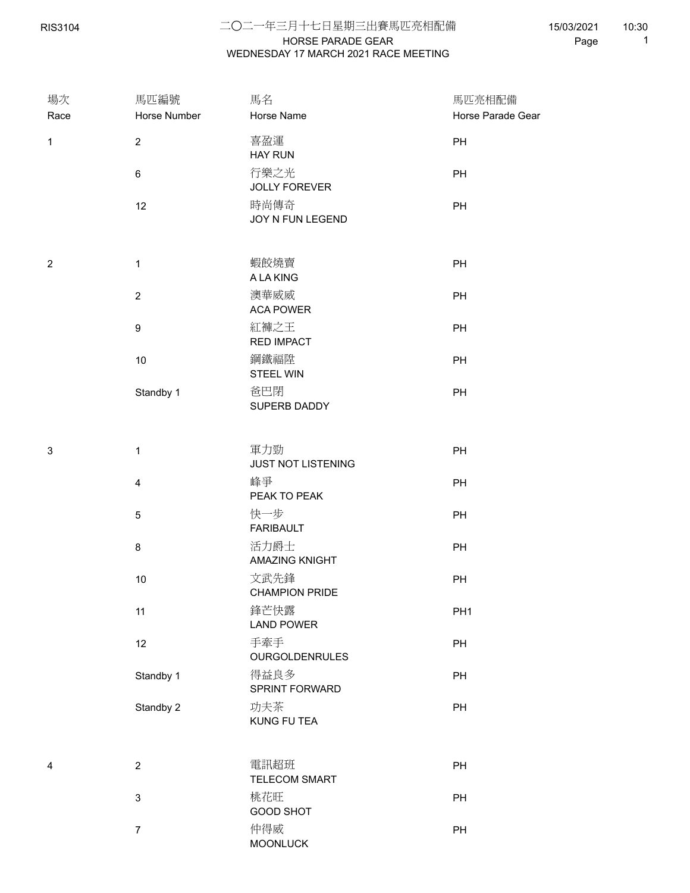# 二〇二一年三月十七日星期三出賽馬匹亮相配備

## HORSE PARADE GEAR
## WEDNESDAY 17 MARCH 2021 RACE MEETING

RIS3104 15/03/2021 10:30

| 場次 Race | 馬匹編號 Horse Number | 馬名 Horse Name | 馬匹亮相配備 Horse Parade Gear |
|---|---|---|---|
| 1 | 2 | 喜盈運 HAY RUN | PH |
| | 6 | 行樂之光 JOLLY FOREVER | PH |
| | 12 | 時尚傳奇 JOY N FUN LEGEND | PH |
| 2 | 1 | 蝦餃燒賣 A LA KING | PH |
| | 2 | 澳華威威 ACA POWER | PH |
| | 9 | 紅褲之王 RED IMPACT | PH |
| | 10 | 鋼鐵福陞 STEEL WIN | PH |
| | Standby 1 | 爸巴閉 SUPERB DADDY | PH |
| 3 | 1 | 軍力勁 JUST NOT LISTENING | PH |
| | 4 | 峰爭 PEAK TO PEAK | PH |
| | 5 | 快一步 FARIBAULT | PH |
| | 8 | 活力爵士 AMAZING KNIGHT | PH |
| | 10 | 文武先鋒 CHAMPION PRIDE | PH |
| | 11 | 鋒芒快露 LAND POWER | PH1 |
| | 12 | 手牽手 OURGOLDENRULES | PH |
| | Standby 1 | 得益良多 SPRINT FORWARD | PH |
| | Standby 2 | 功夫茶 KUNG FU TEA | PH |
| 4 | 2 | 電訊超班 TELECOM SMART | PH |
| | 3 | 桃花旺 GOOD SHOT | PH |
| | 7 | 仲得威 MOONLUCK | PH |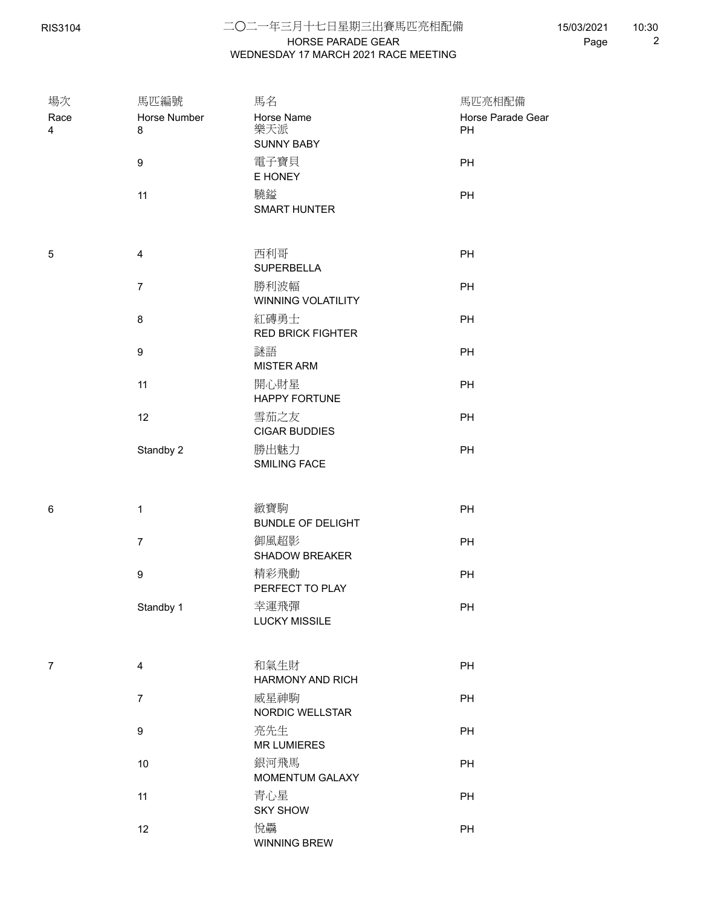# 二〇二一年三月十七日星期三出賽馬匹亮相配備

## HORSE PARADE GEAR
## WEDNESDAY 17 MARCH 2021 RACE MEETING

| 場次<br>Race | 馬匹編號<br>Horse Number | 馬名<br>Horse Name | 馬匹亮相配備<br>Horse Parade Gear |
|---|---|---|---|
| 4 | 8 | 樂天派<br>SUNNY BABY | PH |
| | 9 | 電子寶貝<br>E HONEY | PH |
| | 11 | 驍鎰<br>SMART HUNTER | PH |
| 5 | 4 | 西利哥<br>SUPERBELLA | PH |
| | 7 | 勝利波幅<br>WINNING VOLATILITY | PH |
| | 8 | 紅磚勇士<br>RED BRICK FIGHTER | PH |
| | 9 | 謎語<br>MISTER ARM | PH |
| | 11 | 開心財星<br>HAPPY FORTUNE | PH |
| | 12 | 雪茄之友<br>CIGAR BUDDIES | PH |
| | Standby 2 | 勝出魅力<br>SMILING FACE | PH |
| 6 | 1 | 緻寶駒<br>BUNDLE OF DELIGHT | PH |
| | 7 | 御風超影<br>SHADOW BREAKER | PH |
| | 9 | 精彩飛動<br>PERFECT TO PLAY | PH |
| | Standby 1 | 幸運飛彈<br>LUCKY MISSILE | PH |
| 7 | 4 | 和氣生財<br>HARMONY AND RICH | PH |
| | 7 | 威星神駒<br>NORDIC WELLSTAR | PH |
| | 9 | 亮先生<br>MR LUMIERES | PH |
| | 10 | 銀河飛馬<br>MOMENTUM GALAXY | PH |
| | 11 | 青心星<br>SKY SHOW | PH |
| | 12 | 悅釀<br>WINNING BREW | PH |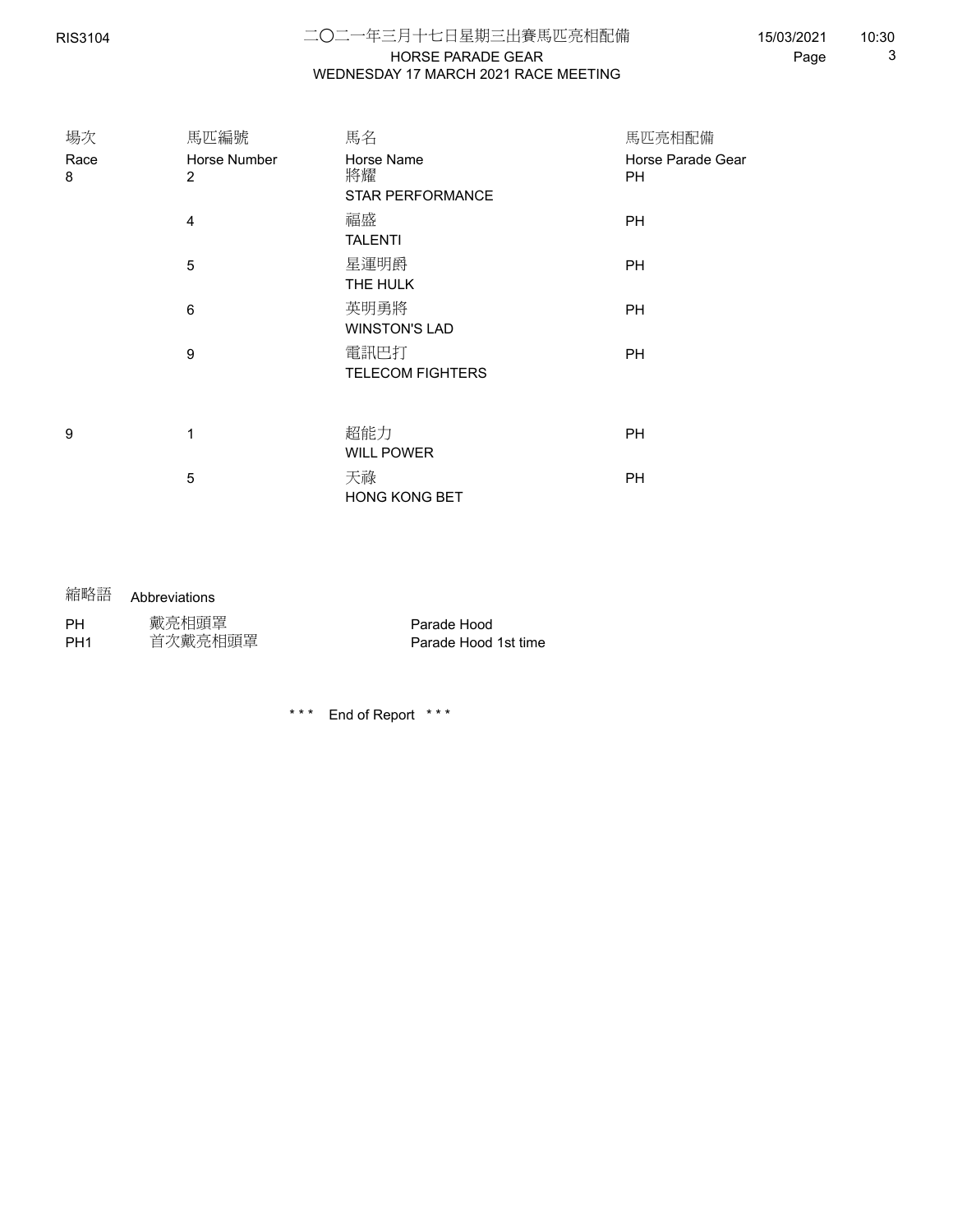# 二〇二一年三月十七日星期三出賽馬匹亮相配備

## HORSE PARADE GEAR
## WEDNESDAY 17 MARCH 2021 RACE MEETING

| 場次<br>Race | 馬匹編號<br>Horse Number | 馬名<br>Horse Name | 馬匹亮相配備<br>Horse Parade Gear |
|---|---|---|---|
| 8 | 2 | 將耀<br>STAR PERFORMANCE | PH |
| | 4 | 福盛<br>TALENTI | PH |
| | 5 | 星運明爵<br>THE HULK | PH |
| | 6 | 英明勇將<br>WINSTON'S LAD | PH |
| | 9 | 電訊巴打<br>TELECOM FIGHTERS | PH |
| 9 | 1 | 超能力<br>WILL POWER | PH |
| | 5 | 天祿<br>HONG KONG BET | PH |

縮略語 Abbreviations

| | | |
|---|---|---|
| PH | 戴亮相頭罩 | Parade Hood |
| PH1 | 首次戴亮相頭罩 | Parade Hood 1st time |

*** End of Report ***